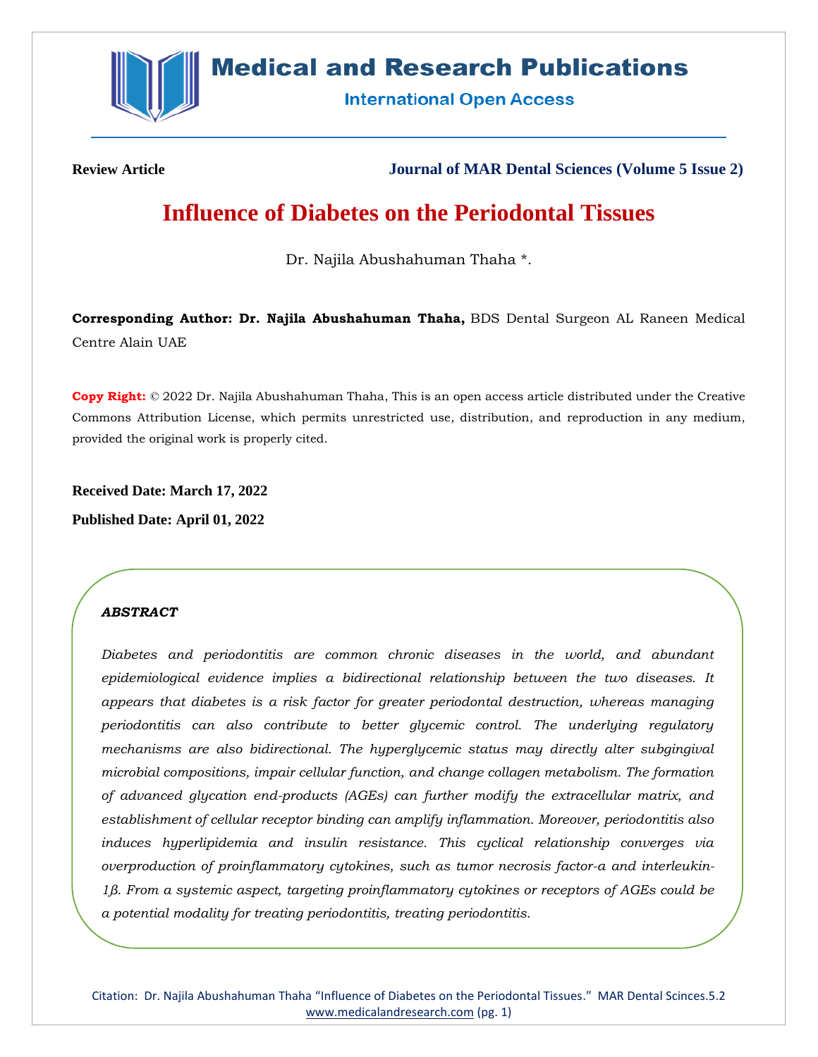**Review Article**

**Journal of MAR Dental Sciences (Volume 5 Issue 2)**

# Influence of Diabetes on the Periodontal Tissues

Dr. Najila Abushahuman Thaha *.

**Corresponding Author: Dr. Najila Abushahuman Thaha,** BDS Dental Surgeon AL Raneen Medical Centre Alain UAE

**Copy Right:** © 2022 Dr. Najila Abushahuman Thaha, This is an open access article distributed under the Creative Commons Attribution License, which permits unrestricted use, distribution, and reproduction in any medium, provided the original work is properly cited.

**Received Date: March 17, 2022**

**Published Date: April 01, 2022**

***ABSTRACT***

*Diabetes and periodontitis are common chronic diseases in the world, and abundant epidemiological evidence implies a bidirectional relationship between the two diseases. It appears that diabetes is a risk factor for greater periodontal destruction, whereas managing periodontitis can also contribute to better glycemic control. The underlying regulatory mechanisms are also bidirectional. The hyperglycemic status may directly alter subgingival microbial compositions, impair cellular function, and change collagen metabolism. The formation of advanced glycation end-products (AGEs) can further modify the extracellular matrix, and establishment of cellular receptor binding can amplify inflammation. Moreover, periodontitis also induces hyperlipidemia and insulin resistance. This cyclical relationship converges via overproduction of proinflammatory cytokines, such as tumor necrosis factor-a and interleukin-1ß. From a systemic aspect, targeting proinflammatory cytokines or receptors of AGEs could be a potential modality for treating periodontitis, treating periodontitis.*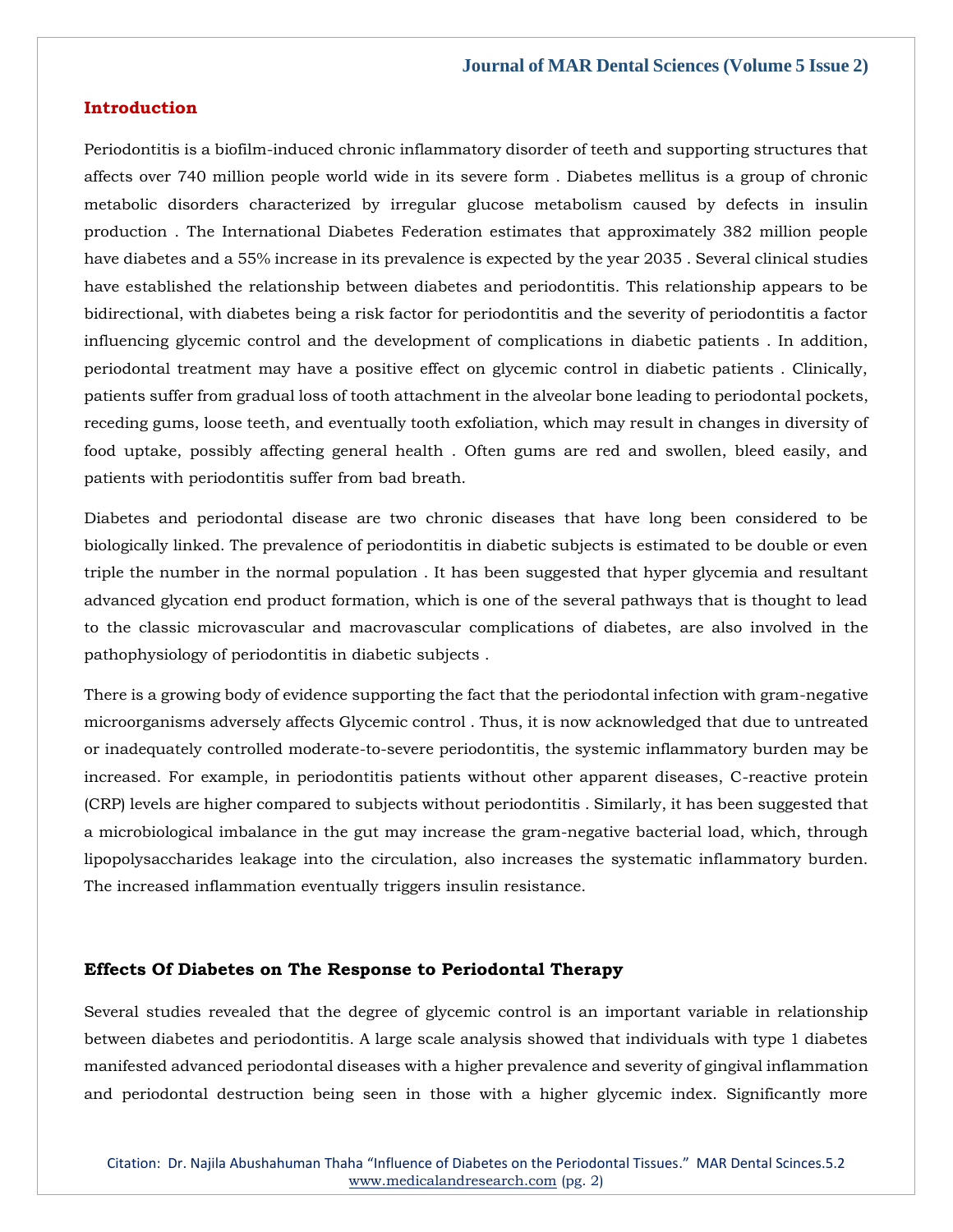## Introduction

Periodontitis is a biofilm-induced chronic inflammatory disorder of teeth and supporting structures that affects over 740 million people world wide in its severe form . Diabetes mellitus is a group of chronic metabolic disorders characterized by irregular glucose metabolism caused by defects in insulin production . The International Diabetes Federation estimates that approximately 382 million people have diabetes and a 55% increase in its prevalence is expected by the year 2035 . Several clinical studies have established the relationship between diabetes and periodontitis. This relationship appears to be bidirectional, with diabetes being a risk factor for periodontitis and the severity of periodontitis a factor influencing glycemic control and the development of complications in diabetic patients . In addition, periodontal treatment may have a positive effect on glycemic control in diabetic patients . Clinically, patients suffer from gradual loss of tooth attachment in the alveolar bone leading to periodontal pockets, receding gums, loose teeth, and eventually tooth exfoliation, which may result in changes in diversity of food uptake, possibly affecting general health . Often gums are red and swollen, bleed easily, and patients with periodontitis suffer from bad breath.

Diabetes and periodontal disease are two chronic diseases that have long been considered to be biologically linked. The prevalence of periodontitis in diabetic subjects is estimated to be double or even triple the number in the normal population . It has been suggested that hyper glycemia and resultant advanced glycation end product formation, which is one of the several pathways that is thought to lead to the classic microvascular and macrovascular complications of diabetes, are also involved in the pathophysiology of periodontitis in diabetic subjects .

There is a growing body of evidence supporting the fact that the periodontal infection with gram-negative microorganisms adversely affects Glycemic control . Thus, it is now acknowledged that due to untreated or inadequately controlled moderate-to-severe periodontitis, the systemic inflammatory burden may be increased. For example, in periodontitis patients without other apparent diseases, C-reactive protein (CRP) levels are higher compared to subjects without periodontitis . Similarly, it has been suggested that a microbiological imbalance in the gut may increase the gram-negative bacterial load, which, through lipopolysaccharides leakage into the circulation, also increases the systematic inflammatory burden. The increased inflammation eventually triggers insulin resistance.

## Effects Of Diabetes on The Response to Periodontal Therapy

Several studies revealed that the degree of glycemic control is an important variable in relationship between diabetes and periodontitis. A large scale analysis showed that individuals with type 1 diabetes manifested advanced periodontal diseases with a higher prevalence and severity of gingival inflammation and periodontal destruction being seen in those with a higher glycemic index. Significantly more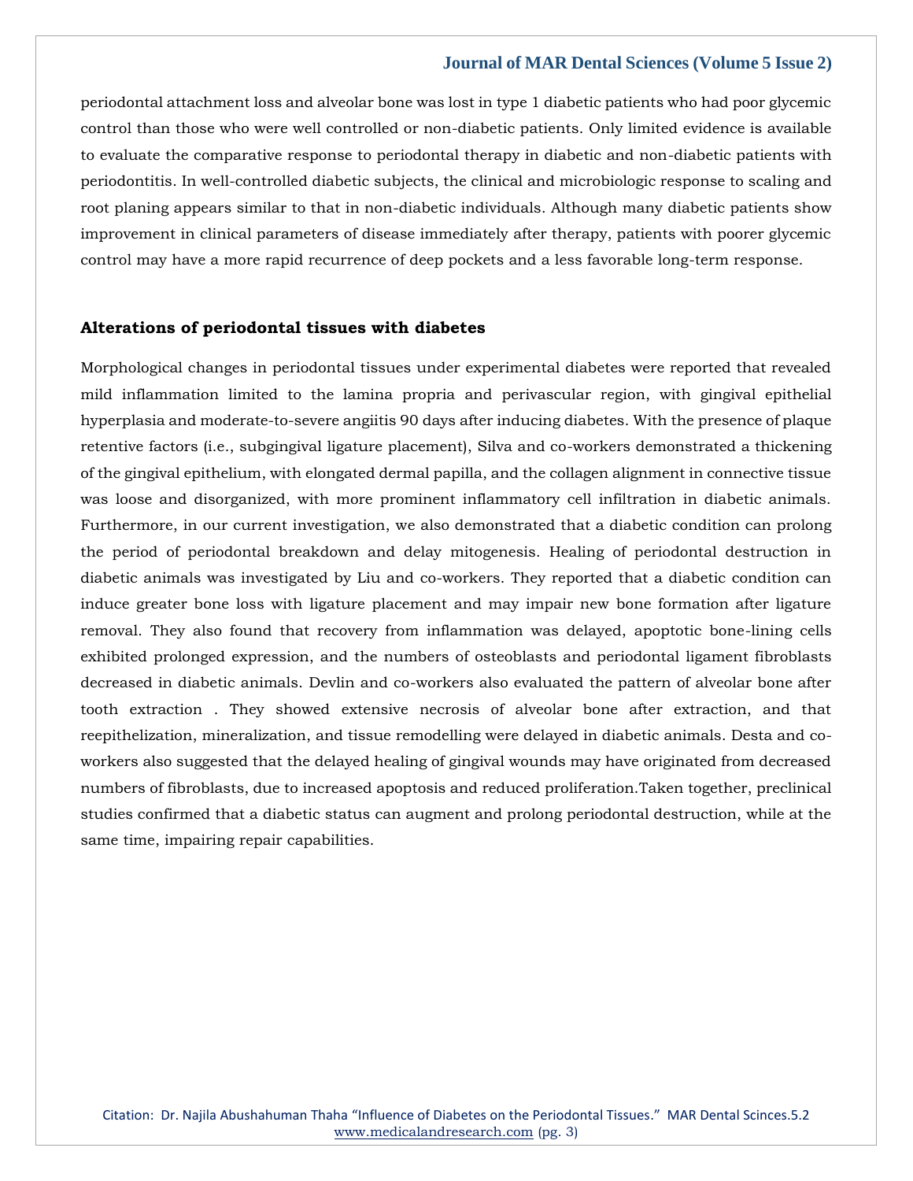periodontal attachment loss and alveolar bone was lost in type 1 diabetic patients who had poor glycemic control than those who were well controlled or non-diabetic patients. Only limited evidence is available to evaluate the comparative response to periodontal therapy in diabetic and non-diabetic patients with periodontitis. In well-controlled diabetic subjects, the clinical and microbiologic response to scaling and root planing appears similar to that in non-diabetic individuals. Although many diabetic patients show improvement in clinical parameters of disease immediately after therapy, patients with poorer glycemic control may have a more rapid recurrence of deep pockets and a less favorable long-term response.

## Alterations of periodontal tissues with diabetes

Morphological changes in periodontal tissues under experimental diabetes were reported that revealed mild inflammation limited to the lamina propria and perivascular region, with gingival epithelial hyperplasia and moderate-to-severe angiitis 90 days after inducing diabetes. With the presence of plaque retentive factors (i.e., subgingival ligature placement), Silva and co-workers demonstrated a thickening of the gingival epithelium, with elongated dermal papilla, and the collagen alignment in connective tissue was loose and disorganized, with more prominent inflammatory cell infiltration in diabetic animals. Furthermore, in our current investigation, we also demonstrated that a diabetic condition can prolong the period of periodontal breakdown and delay mitogenesis. Healing of periodontal destruction in diabetic animals was investigated by Liu and co-workers. They reported that a diabetic condition can induce greater bone loss with ligature placement and may impair new bone formation after ligature removal. They also found that recovery from inflammation was delayed, apoptotic bone-lining cells exhibited prolonged expression, and the numbers of osteoblasts and periodontal ligament fibroblasts decreased in diabetic animals. Devlin and co-workers also evaluated the pattern of alveolar bone after tooth extraction . They showed extensive necrosis of alveolar bone after extraction, and that reepithelization, mineralization, and tissue remodelling were delayed in diabetic animals. Desta and co-workers also suggested that the delayed healing of gingival wounds may have originated from decreased numbers of fibroblasts, due to increased apoptosis and reduced proliferation.Taken together, preclinical studies confirmed that a diabetic status can augment and prolong periodontal destruction, while at the same time, impairing repair capabilities.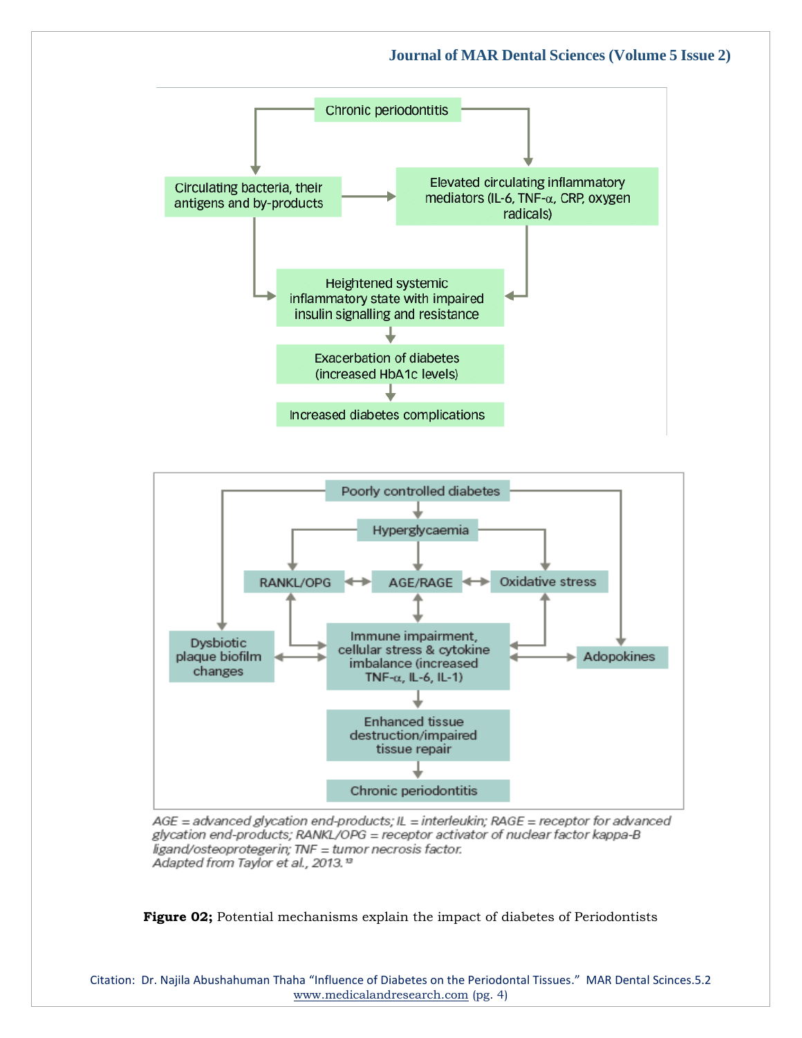Chronic periodontitis

Circulating bacteria, their antigens and by-products

Elevated circulating inflammatory mediators (IL-6, TNF-α, CRP, oxygen radicals)

Heightened systemic inflammatory state with impaired insulin signalling and resistance

Exacerbation of diabetes (increased HbA1c levels)

Increased diabetes complications

Poorly controlled diabetes

Hyperglycaemia

RANKL/OPG

AGE/RAGE

Oxidative stress

Dysbiotic plaque biofilm changes

Immune impairment, cellular stress & cytokine imbalance (increased TNF-α, IL-6, IL-1)

Adopokines

Enhanced tissue destruction/impaired tissue repair

Chronic periodontitis

*AGE = advanced glycation end-products; IL = interleukin; RAGE = receptor for advanced glycation end-products; RANKL/OPG = receptor activator of nuclear factor kappa-B ligand/osteoprotegerin; TNF = tumor necrosis factor.*
*Adapted from Taylor et al., 2013.*[13]

**Figure 02;** Potential mechanisms explain the impact of diabetes of Periodontists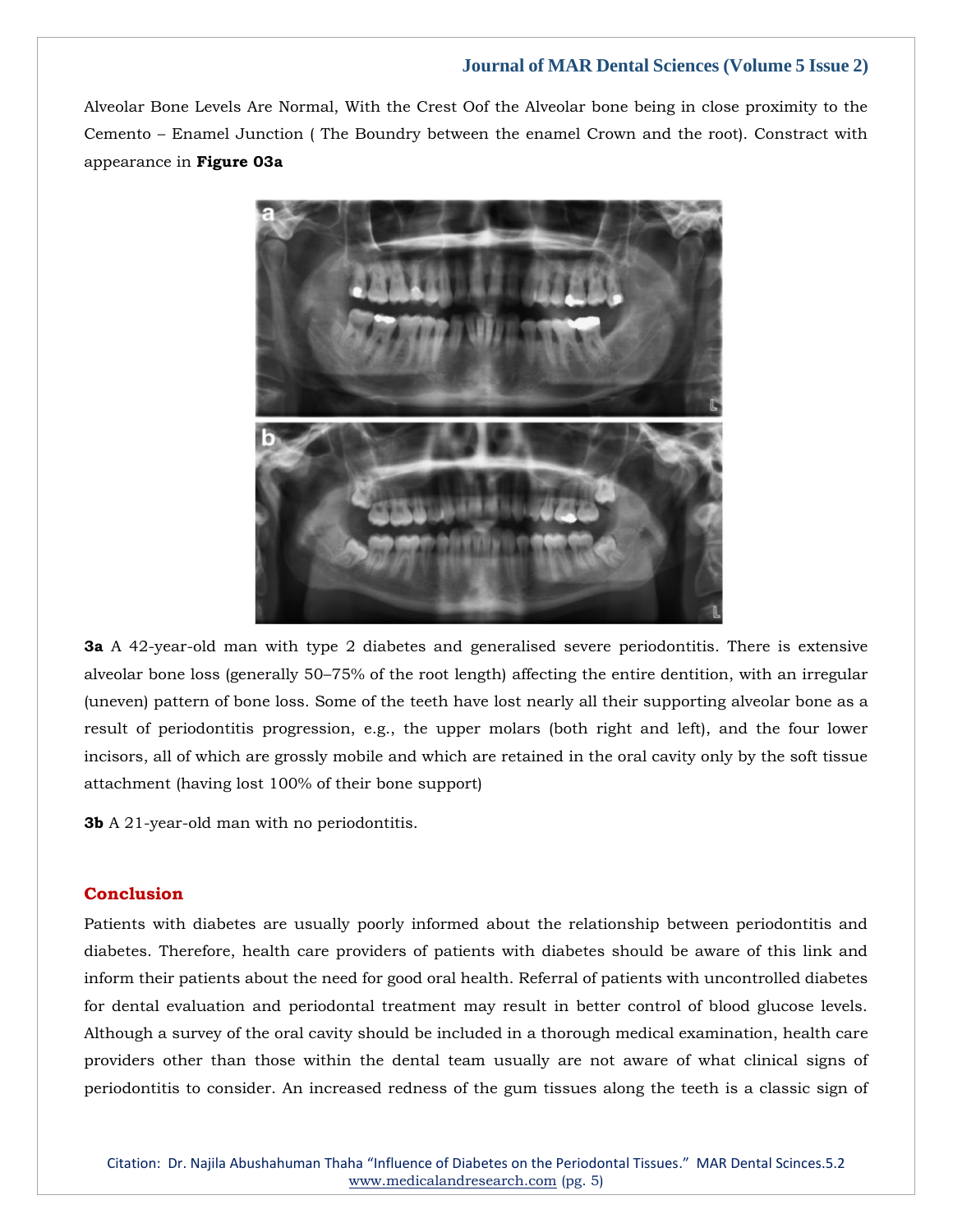Alveolar Bone Levels Are Normal, With the Crest Oof the Alveolar bone being in close proximity to the Cemento – Enamel Junction ( The Boundry between the enamel Crown and the root). Constract with appearance in **Figure 03a**

**3a** A 42-year-old man with type 2 diabetes and generalised severe periodontitis. There is extensive alveolar bone loss (generally 50–75% of the root length) affecting the entire dentition, with an irregular (uneven) pattern of bone loss. Some of the teeth have lost nearly all their supporting alveolar bone as a result of periodontitis progression, e.g., the upper molars (both right and left), and the four lower incisors, all of which are grossly mobile and which are retained in the oral cavity only by the soft tissue attachment (having lost 100% of their bone support)

**3b** A 21-year-old man with no periodontitis.

## Conclusion

Patients with diabetes are usually poorly informed about the relationship between periodontitis and diabetes. Therefore, health care providers of patients with diabetes should be aware of this link and inform their patients about the need for good oral health. Referral of patients with uncontrolled diabetes for dental evaluation and periodontal treatment may result in better control of blood glucose levels. Although a survey of the oral cavity should be included in a thorough medical examination, health care providers other than those within the dental team usually are not aware of what clinical signs of periodontitis to consider. An increased redness of the gum tissues along the teeth is a classic sign of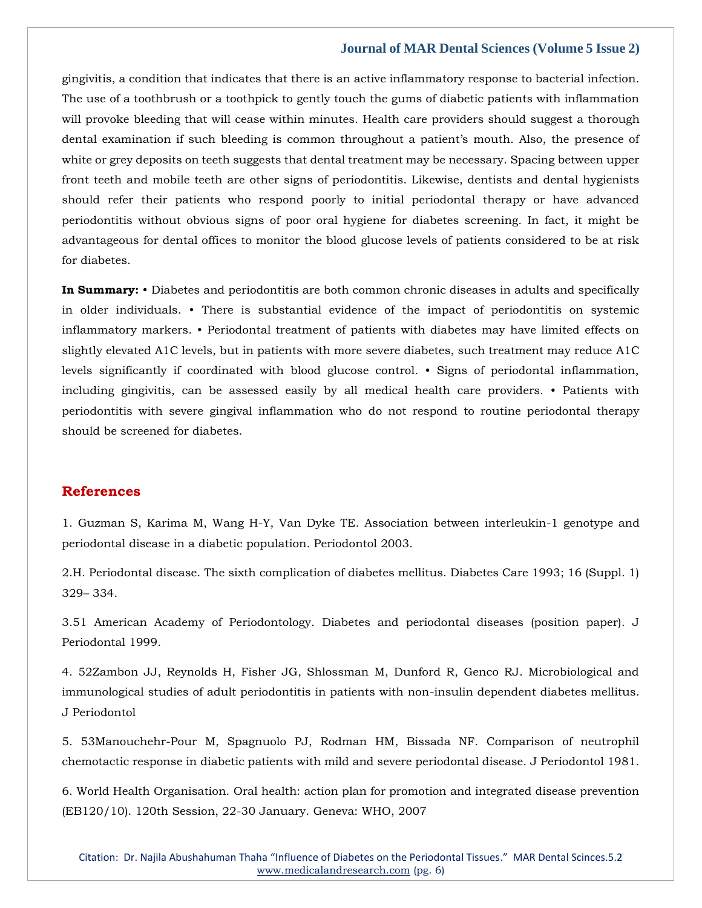gingivitis, a condition that indicates that there is an active inflammatory response to bacterial infection. The use of a toothbrush or a toothpick to gently touch the gums of diabetic patients with inflammation will provoke bleeding that will cease within minutes. Health care providers should suggest a thorough dental examination if such bleeding is common throughout a patient's mouth. Also, the presence of white or grey deposits on teeth suggests that dental treatment may be necessary. Spacing between upper front teeth and mobile teeth are other signs of periodontitis. Likewise, dentists and dental hygienists should refer their patients who respond poorly to initial periodontal therapy or have advanced periodontitis without obvious signs of poor oral hygiene for diabetes screening. In fact, it might be advantageous for dental offices to monitor the blood glucose levels of patients considered to be at risk for diabetes.

**In Summary:** • Diabetes and periodontitis are both common chronic diseases in adults and specifically in older individuals. • There is substantial evidence of the impact of periodontitis on systemic inflammatory markers. • Periodontal treatment of patients with diabetes may have limited effects on slightly elevated A1C levels, but in patients with more severe diabetes, such treatment may reduce A1C levels significantly if coordinated with blood glucose control. • Signs of periodontal inflammation, including gingivitis, can be assessed easily by all medical health care providers. • Patients with periodontitis with severe gingival inflammation who do not respond to routine periodontal therapy should be screened for diabetes.

## References

1. Guzman S, Karima M, Wang H-Y, Van Dyke TE. Association between interleukin-1 genotype and periodontal disease in a diabetic population. Periodontol 2003.

2.H. Periodontal disease. The sixth complication of diabetes mellitus. Diabetes Care 1993; 16 (Suppl. 1) 329– 334.

3.51 American Academy of Periodontology. Diabetes and periodontal diseases (position paper). J Periodontal 1999.

4. 52Zambon JJ, Reynolds H, Fisher JG, Shlossman M, Dunford R, Genco RJ. Microbiological and immunological studies of adult periodontitis in patients with non-insulin dependent diabetes mellitus. J Periodontol

5. 53Manouchehr-Pour M, Spagnuolo PJ, Rodman HM, Bissada NF. Comparison of neutrophil chemotactic response in diabetic patients with mild and severe periodontal disease. J Periodontol 1981.

6. World Health Organisation. Oral health: action plan for promotion and integrated disease prevention (EB120/10). 120th Session, 22-30 January. Geneva: WHO, 2007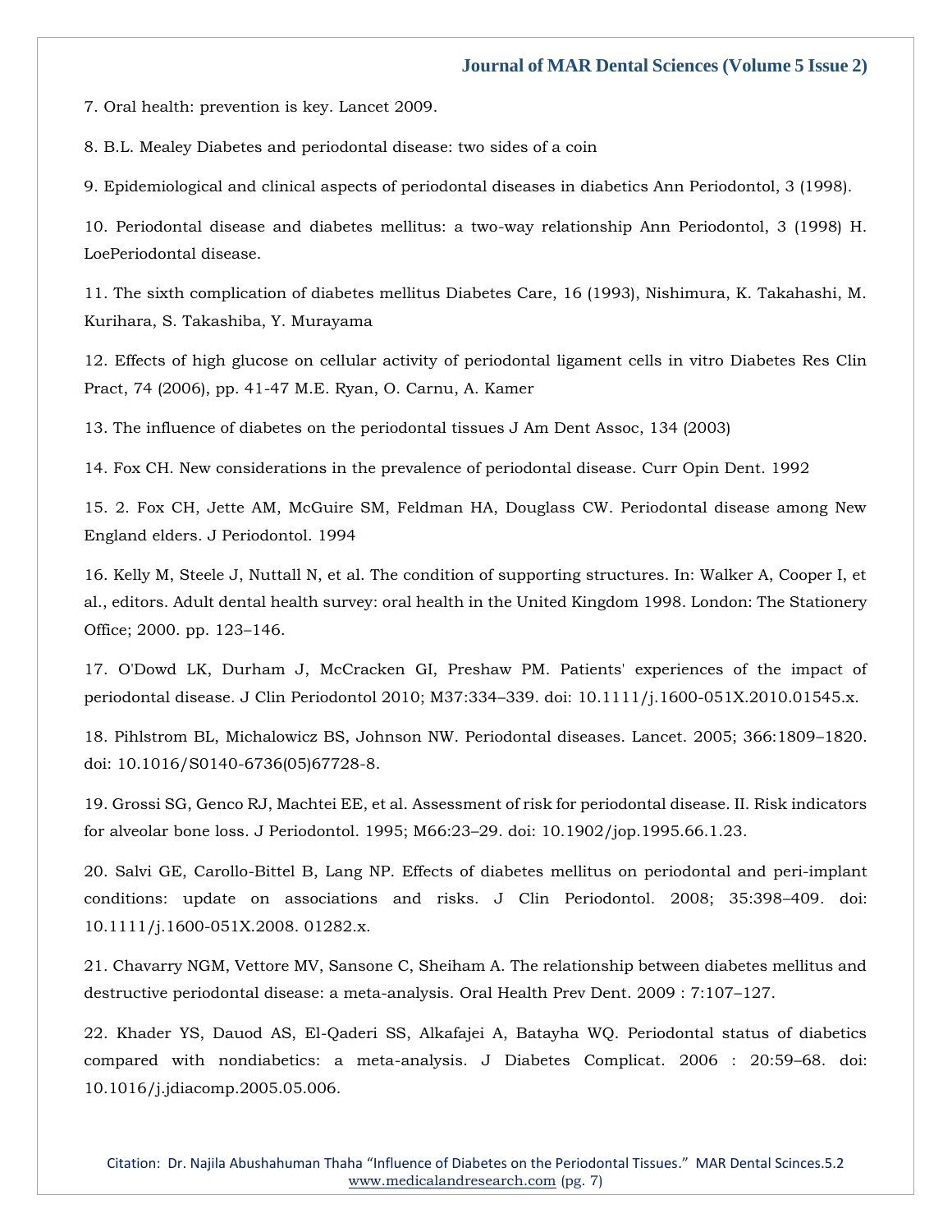7. Oral health: prevention is key. Lancet 2009.

8. B.L. Mealey Diabetes and periodontal disease: two sides of a coin

9. Epidemiological and clinical aspects of periodontal diseases in diabetics Ann Periodontol, 3 (1998).

10. Periodontal disease and diabetes mellitus: a two-way relationship Ann Periodontol, 3 (1998) H. LoePeriodontal disease.

11. The sixth complication of diabetes mellitus Diabetes Care, 16 (1993), Nishimura, K. Takahashi, M. Kurihara, S. Takashiba, Y. Murayama

12. Effects of high glucose on cellular activity of periodontal ligament cells in vitro Diabetes Res Clin Pract, 74 (2006), pp. 41-47 M.E. Ryan, O. Carnu, A. Kamer

13. The influence of diabetes on the periodontal tissues J Am Dent Assoc, 134 (2003)

14. Fox CH. New considerations in the prevalence of periodontal disease. Curr Opin Dent. 1992

15. 2. Fox CH, Jette AM, McGuire SM, Feldman HA, Douglass CW. Periodontal disease among New England elders. J Periodontol. 1994

16. Kelly M, Steele J, Nuttall N, et al. The condition of supporting structures. In: Walker A, Cooper I, et al., editors. Adult dental health survey: oral health in the United Kingdom 1998. London: The Stationery Office; 2000. pp. 123–146.

17. O'Dowd LK, Durham J, McCracken GI, Preshaw PM. Patients' experiences of the impact of periodontal disease. J Clin Periodontol 2010; M37:334–339. doi: 10.1111/j.1600-051X.2010.01545.x.

18. Pihlstrom BL, Michalowicz BS, Johnson NW. Periodontal diseases. Lancet. 2005; 366:1809–1820. doi: 10.1016/S0140-6736(05)67728-8.

19. Grossi SG, Genco RJ, Machtei EE, et al. Assessment of risk for periodontal disease. II. Risk indicators for alveolar bone loss. J Periodontol. 1995; M66:23–29. doi: 10.1902/jop.1995.66.1.23.

20. Salvi GE, Carollo-Bittel B, Lang NP. Effects of diabetes mellitus on periodontal and peri-implant conditions: update on associations and risks. J Clin Periodontol. 2008; 35:398–409. doi: 10.1111/j.1600-051X.2008. 01282.x.

21. Chavarry NGM, Vettore MV, Sansone C, Sheiham A. The relationship between diabetes mellitus and destructive periodontal disease: a meta-analysis. Oral Health Prev Dent. 2009 : 7:107–127.

22. Khader YS, Dauod AS, El-Qaderi SS, Alkafajei A, Batayha WQ. Periodontal status of diabetics compared with nondiabetics: a meta-analysis. J Diabetes Complicat. 2006 : 20:59–68. doi: 10.1016/j.jdiacomp.2005.05.006.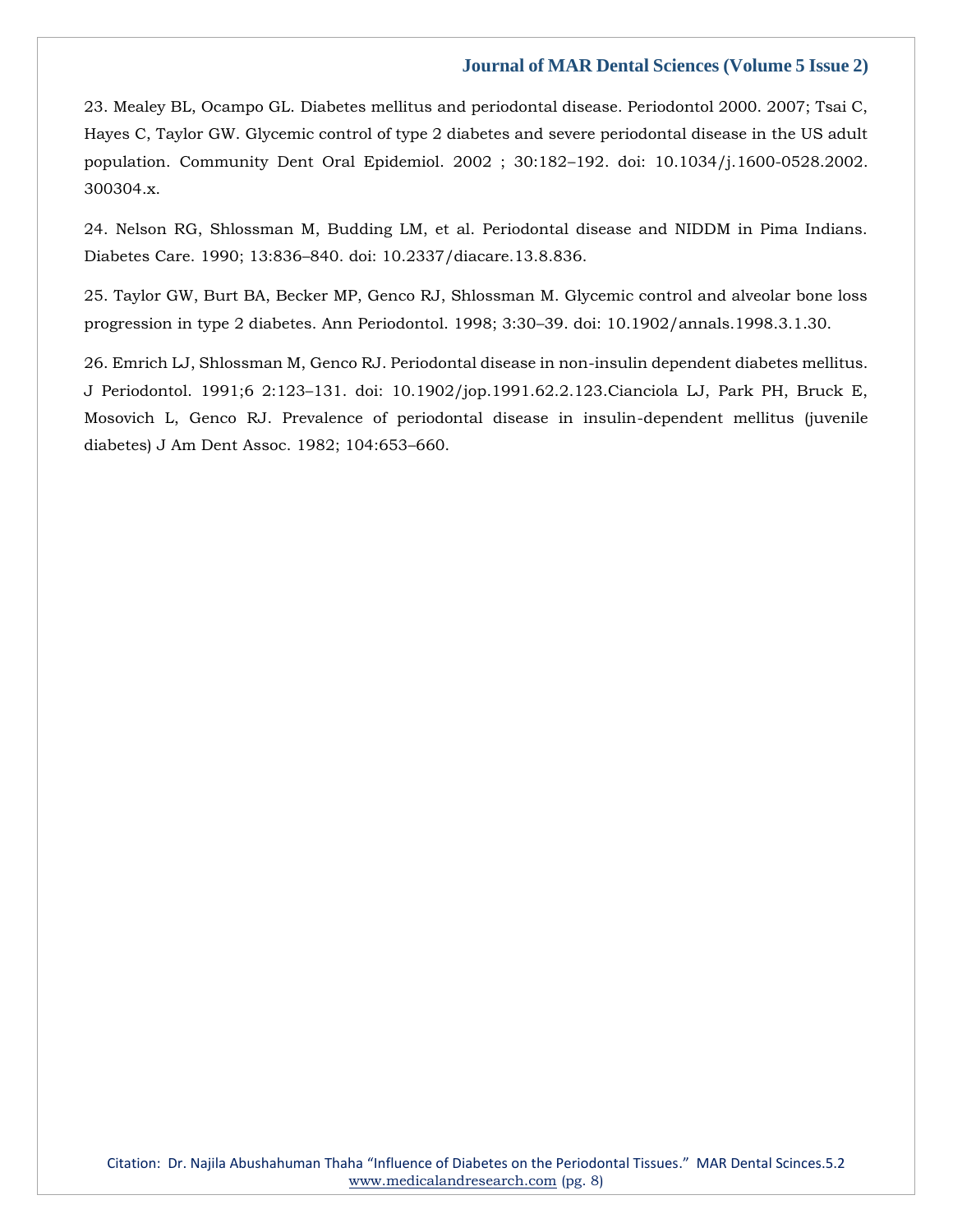23. Mealey BL, Ocampo GL. Diabetes mellitus and periodontal disease. Periodontol 2000. 2007; Tsai C, Hayes C, Taylor GW. Glycemic control of type 2 diabetes and severe periodontal disease in the US adult population. Community Dent Oral Epidemiol. 2002 ; 30:182–192. doi: 10.1034/j.1600-0528.2002.300304.x.

24. Nelson RG, Shlossman M, Budding LM, et al. Periodontal disease and NIDDM in Pima Indians. Diabetes Care. 1990; 13:836–840. doi: 10.2337/diacare.13.8.836.

25. Taylor GW, Burt BA, Becker MP, Genco RJ, Shlossman M. Glycemic control and alveolar bone loss progression in type 2 diabetes. Ann Periodontol. 1998; 3:30–39. doi: 10.1902/annals.1998.3.1.30.

26. Emrich LJ, Shlossman M, Genco RJ. Periodontal disease in non-insulin dependent diabetes mellitus. J Periodontol. 1991;6 2:123–131. doi: 10.1902/jop.1991.62.2.123.Cianciola LJ, Park PH, Bruck E, Mosovich L, Genco RJ. Prevalence of periodontal disease in insulin-dependent mellitus (juvenile diabetes) J Am Dent Assoc. 1982; 104:653–660.